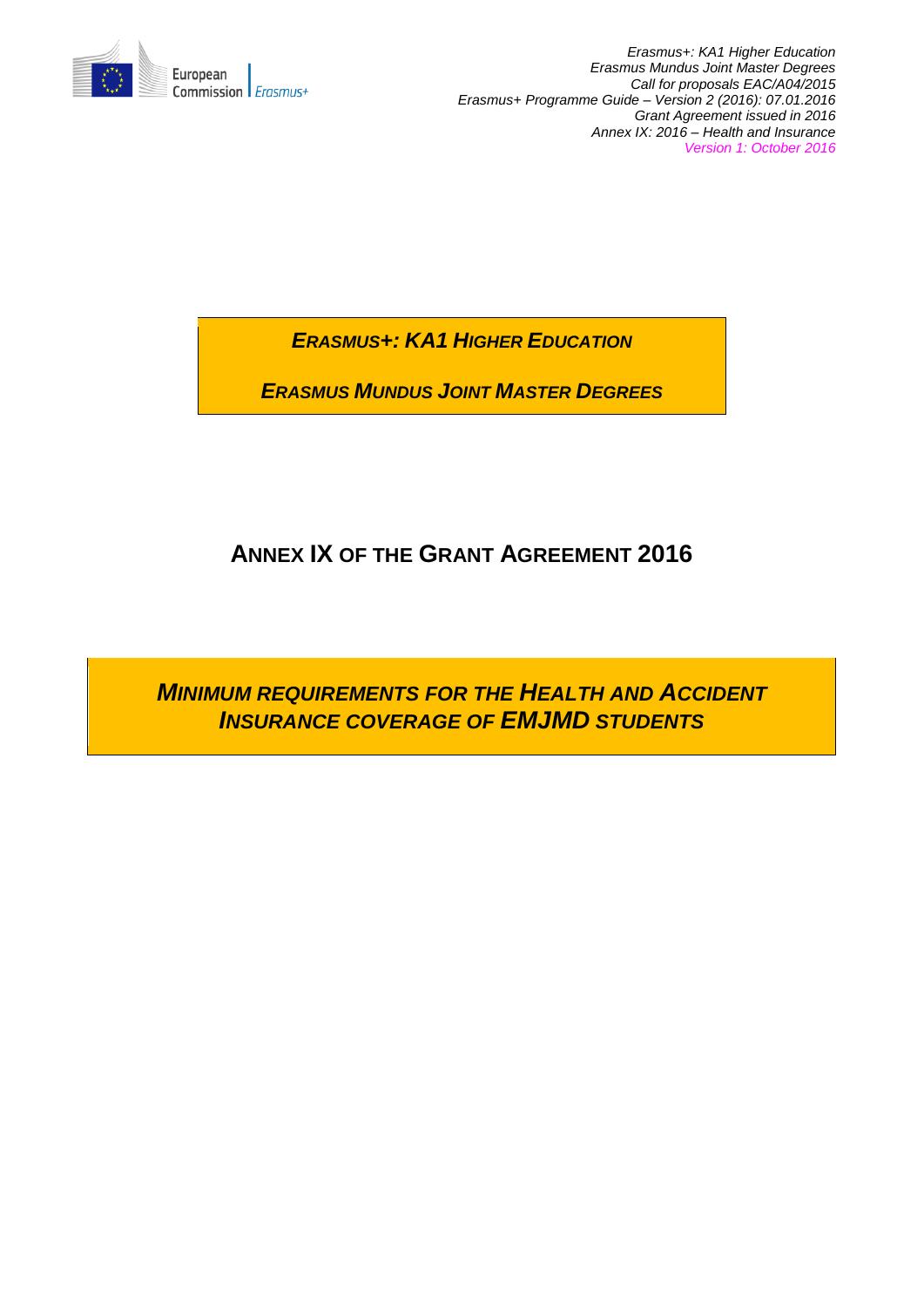*Erasmus+: KA1 Higher Education*
*Erasmus Mundus Joint Master Degrees*
*Call for proposals EAC/A04/2015*
*Erasmus+ Programme Guide – Version 2 (2016): 07.01.2016*
*Grant Agreement issued in 2016*
*Annex IX: 2016 – Health and Insurance*
*Version 1: October 2016*

**_ERASMUS+: KA1 HIGHER EDUCATION_**

**_ERASMUS MUNDUS JOINT MASTER DEGREES_**

# ANNEX IX OF THE GRANT AGREEMENT 2016

## _MINIMUM REQUIREMENTS FOR THE HEALTH AND ACCIDENT INSURANCE COVERAGE OF EMJMD STUDENTS_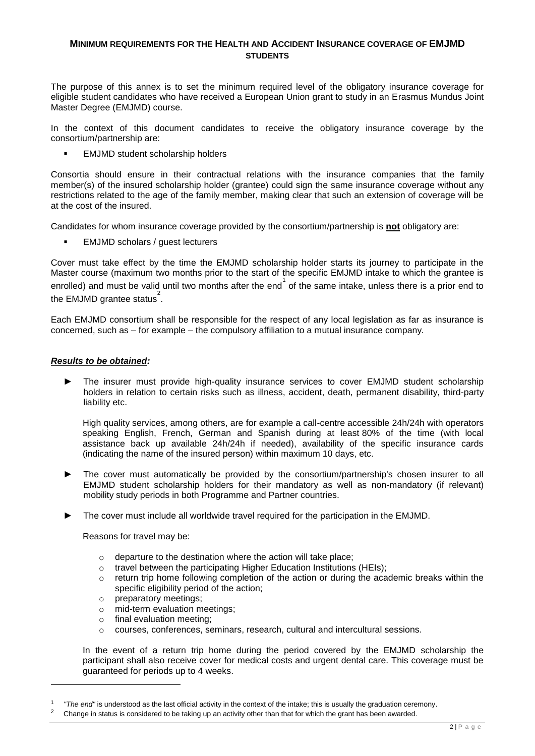## Minimum requirements for the Health and Accident Insurance coverage of EMJMD students

The purpose of this annex is to set the minimum required level of the obligatory insurance coverage for eligible student candidates who have received a European Union grant to study in an Erasmus Mundus Joint Master Degree (EMJMD) course.

In the context of this document candidates to receive the obligatory insurance coverage by the consortium/partnership are:

- EMJMD student scholarship holders

Consortia should ensure in their contractual relations with the insurance companies that the family member(s) of the insured scholarship holder (grantee) could sign the same insurance coverage without any restrictions related to the age of the family member, making clear that such an extension of coverage will be at the cost of the insured.

Candidates for whom insurance coverage provided by the consortium/partnership is **<u>not</u>** obligatory are:

- EMJMD scholars / guest lecturers

Cover must take effect by the time the EMJMD scholarship holder starts its journey to participate in the Master course (maximum two months prior to the start of the specific EMJMD intake to which the grantee is enrolled) and must be valid until two months after the end[1] of the same intake, unless there is a prior end to the EMJMD grantee status[2].

Each EMJMD consortium shall be responsible for the respect of any local legislation as far as insurance is concerned, such as – for example – the compulsory affiliation to a mutual insurance company.

***<u>Results to be obtained</u>:***

► The insurer must provide high-quality insurance services to cover EMJMD student scholarship holders in relation to certain risks such as illness, accident, death, permanent disability, third-party liability etc.

  High quality services, among others, are for example a call-centre accessible 24h/24h with operators speaking English, French, German and Spanish during at least 80% of the time (with local assistance back up available 24h/24h if needed), availability of the specific insurance cards (indicating the name of the insured person) within maximum 10 days, etc.

► The cover must automatically be provided by the consortium/partnership's chosen insurer to all EMJMD student scholarship holders for their mandatory as well as non-mandatory (if relevant) mobility study periods in both Programme and Partner countries.

► The cover must include all worldwide travel required for the participation in the EMJMD.

  Reasons for travel may be:

  - departure to the destination where the action will take place;
  - travel between the participating Higher Education Institutions (HEIs);
  - return trip home following completion of the action or during the academic breaks within the specific eligibility period of the action;
  - preparatory meetings;
  - mid-term evaluation meetings;
  - final evaluation meeting;
  - courses, conferences, seminars, research, cultural and intercultural sessions.

  In the event of a return trip home during the period covered by the EMJMD scholarship the participant shall also receive cover for medical costs and urgent dental care. This coverage must be guaranteed for periods up to 4 weeks.

---

[1] *"The end"* is understood as the last official activity in the context of the intake; this is usually the graduation ceremony.

[2] Change in status is considered to be taking up an activity other than that for which the grant has been awarded.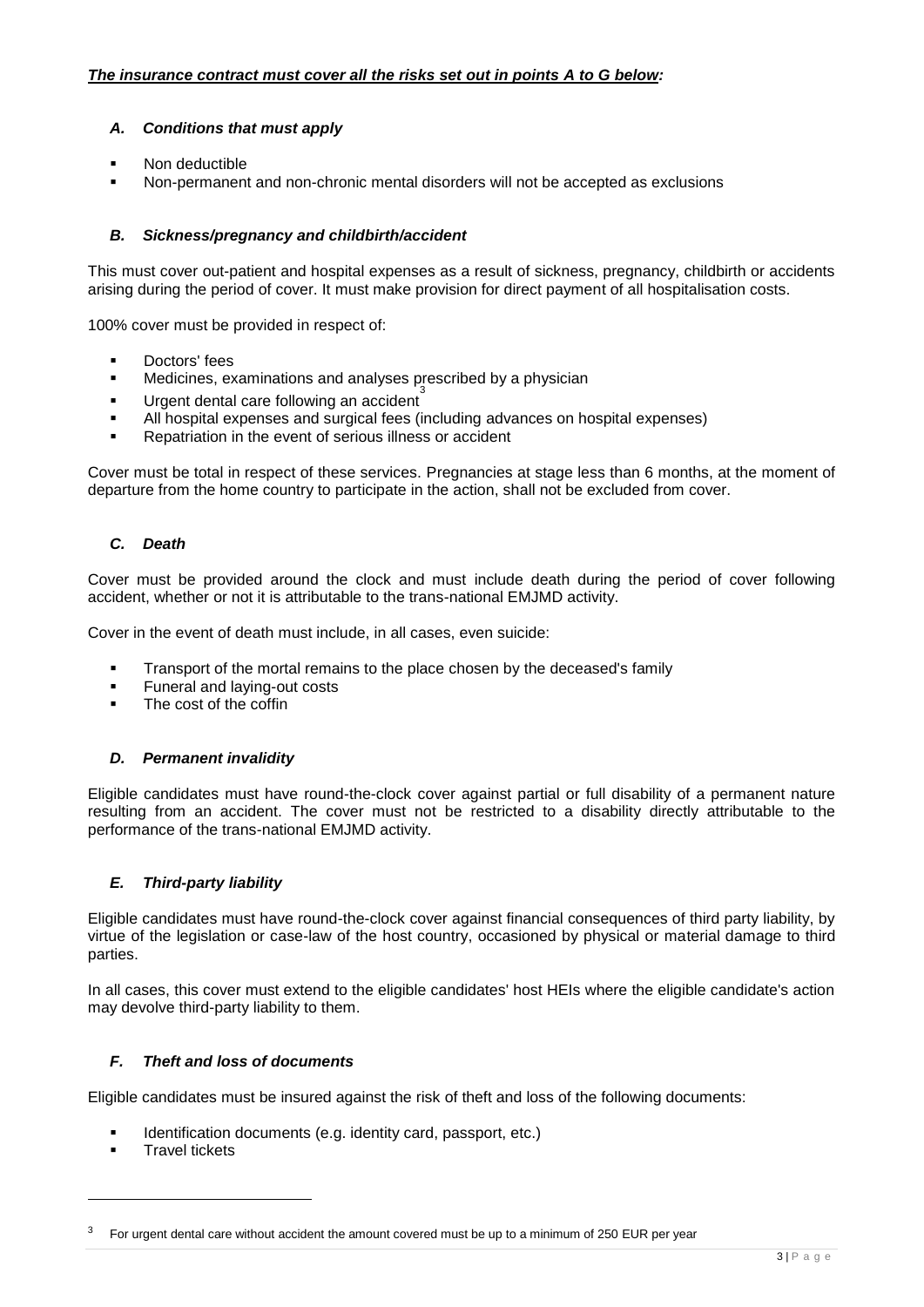***The insurance contract must cover all the risks set out in points A to G below:***

### *A. Conditions that must apply*

- Non deductible
- Non-permanent and non-chronic mental disorders will not be accepted as exclusions

### *B. Sickness/pregnancy and childbirth/accident*

This must cover out-patient and hospital expenses as a result of sickness, pregnancy, childbirth or accidents arising during the period of cover. It must make provision for direct payment of all hospitalisation costs.

100% cover must be provided in respect of:

- Doctors' fees
- Medicines, examinations and analyses prescribed by a physician
- Urgent dental care following an accident[3]
- All hospital expenses and surgical fees (including advances on hospital expenses)
- Repatriation in the event of serious illness or accident

Cover must be total in respect of these services. Pregnancies at stage less than 6 months, at the moment of departure from the home country to participate in the action, shall not be excluded from cover.

### *C. Death*

Cover must be provided around the clock and must include death during the period of cover following accident, whether or not it is attributable to the trans-national EMJMD activity.

Cover in the event of death must include, in all cases, even suicide:

- Transport of the mortal remains to the place chosen by the deceased's family
- Funeral and laying-out costs
- The cost of the coffin

### *D. Permanent invalidity*

Eligible candidates must have round-the-clock cover against partial or full disability of a permanent nature resulting from an accident. The cover must not be restricted to a disability directly attributable to the performance of the trans-national EMJMD activity.

### *E. Third-party liability*

Eligible candidates must have round-the-clock cover against financial consequences of third party liability, by virtue of the legislation or case-law of the host country, occasioned by physical or material damage to third parties.

In all cases, this cover must extend to the eligible candidates' host HEIs where the eligible candidate's action may devolve third-party liability to them.

### *F. Theft and loss of documents*

Eligible candidates must be insured against the risk of theft and loss of the following documents:

- Identification documents (e.g. identity card, passport, etc.)
- Travel tickets

---

[3] For urgent dental care without accident the amount covered must be up to a minimum of 250 EUR per year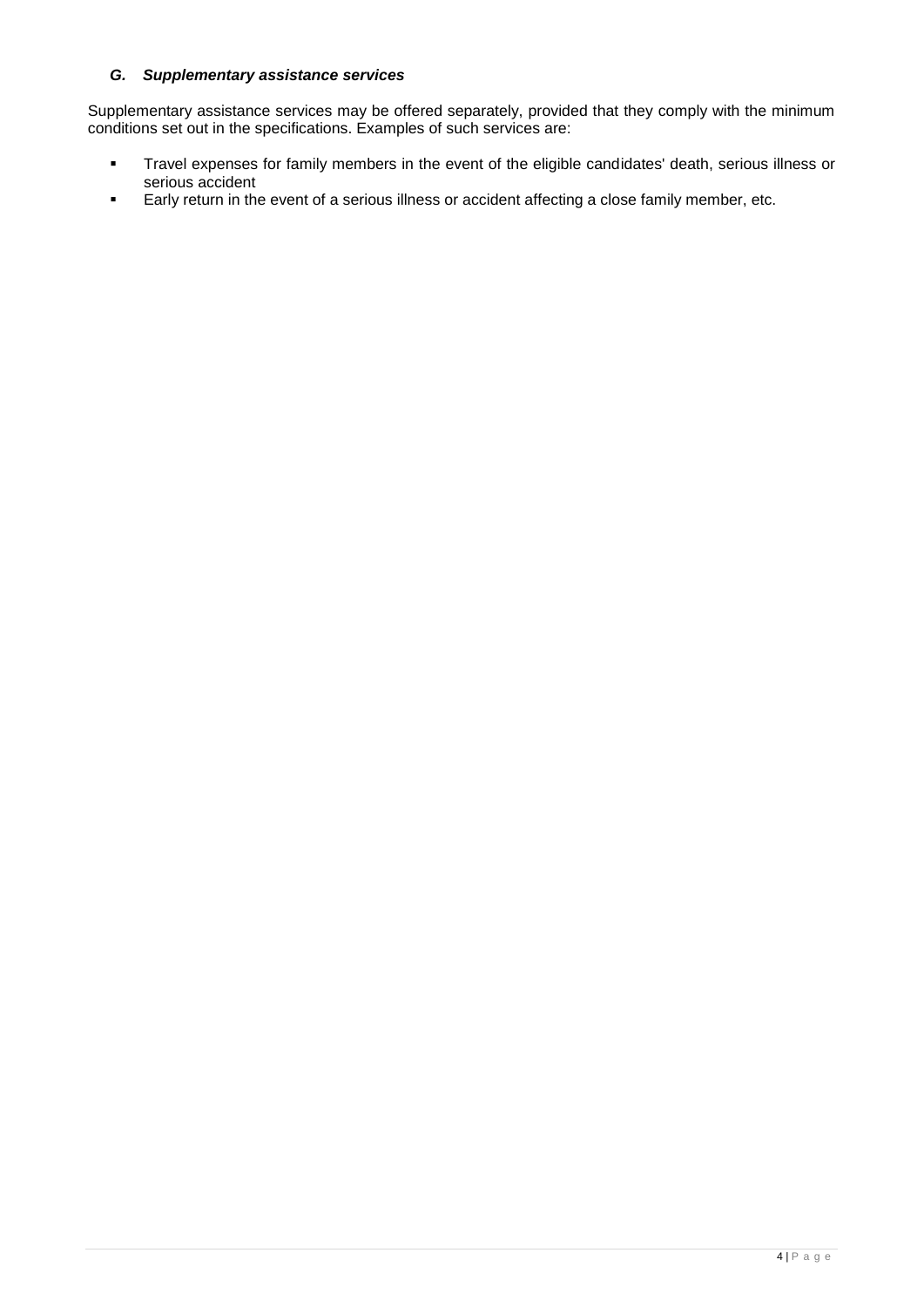### *G. Supplementary assistance services*

Supplementary assistance services may be offered separately, provided that they comply with the minimum conditions set out in the specifications. Examples of such services are:

- Travel expenses for family members in the event of the eligible candidates' death, serious illness or serious accident
- Early return in the event of a serious illness or accident affecting a close family member, etc.